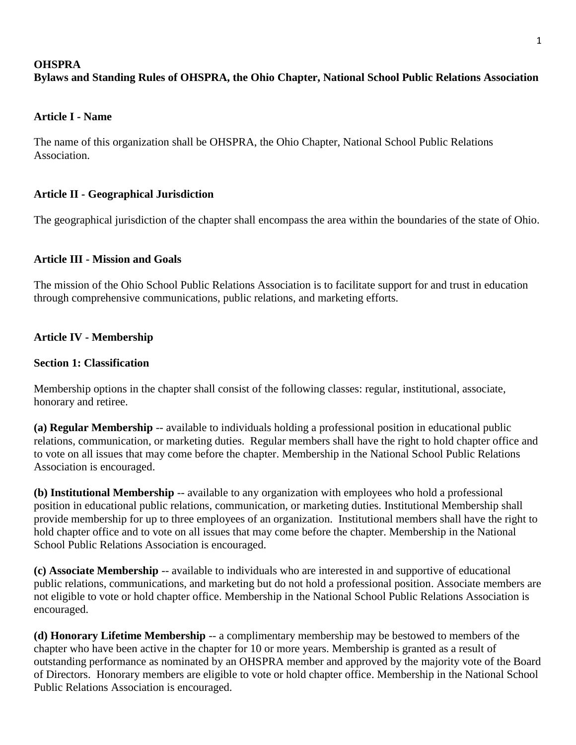**OHSPRA**
**Bylaws and Standing Rules of OHSPRA, the Ohio Chapter, National School Public Relations Association**

## Article I - Name

The name of this organization shall be OHSPRA, the Ohio Chapter, National School Public Relations Association.

## Article II - Geographical Jurisdiction

The geographical jurisdiction of the chapter shall encompass the area within the boundaries of the state of Ohio.

## Article III - Mission and Goals

The mission of the Ohio School Public Relations Association is to facilitate support for and trust in education through comprehensive communications, public relations, and marketing efforts.

## Article IV - Membership

### Section 1: Classification

Membership options in the chapter shall consist of the following classes: regular, institutional, associate, honorary and retiree.

**(a) Regular Membership** -- available to individuals holding a professional position in educational public relations, communication, or marketing duties. Regular members shall have the right to hold chapter office and to vote on all issues that may come before the chapter. Membership in the National School Public Relations Association is encouraged.

**(b) Institutional Membership** -- available to any organization with employees who hold a professional position in educational public relations, communication, or marketing duties. Institutional Membership shall provide membership for up to three employees of an organization. Institutional members shall have the right to hold chapter office and to vote on all issues that may come before the chapter. Membership in the National School Public Relations Association is encouraged.

**(c) Associate Membership** -- available to individuals who are interested in and supportive of educational public relations, communications, and marketing but do not hold a professional position. Associate members are not eligible to vote or hold chapter office. Membership in the National School Public Relations Association is encouraged.

**(d) Honorary Lifetime Membership** -- a complimentary membership may be bestowed to members of the chapter who have been active in the chapter for 10 or more years. Membership is granted as a result of outstanding performance as nominated by an OHSPRA member and approved by the majority vote of the Board of Directors. Honorary members are eligible to vote or hold chapter office. Membership in the National School Public Relations Association is encouraged.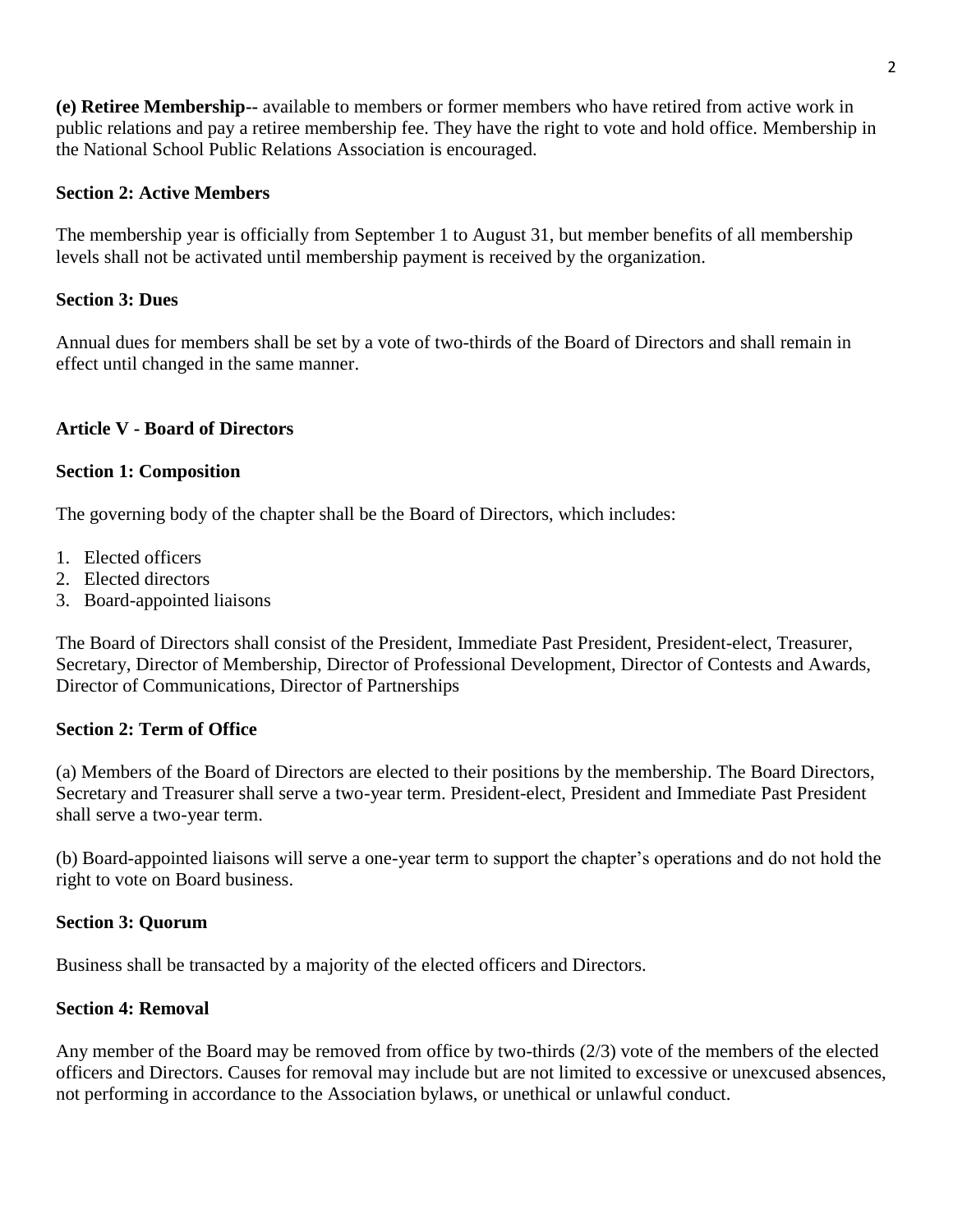**(e) Retiree Membership--** available to members or former members who have retired from active work in public relations and pay a retiree membership fee. They have the right to vote and hold office. Membership in the National School Public Relations Association is encouraged.

### Section 2: Active Members

The membership year is officially from September 1 to August 31, but member benefits of all membership levels shall not be activated until membership payment is received by the organization.

### Section 3: Dues

Annual dues for members shall be set by a vote of two-thirds of the Board of Directors and shall remain in effect until changed in the same manner.

## Article V - Board of Directors

### Section 1: Composition

The governing body of the chapter shall be the Board of Directors, which includes:

1. Elected officers
2. Elected directors
3. Board-appointed liaisons

The Board of Directors shall consist of the President, Immediate Past President, President-elect, Treasurer, Secretary, Director of Membership, Director of Professional Development, Director of Contests and Awards, Director of Communications, Director of Partnerships

### Section 2: Term of Office

(a) Members of the Board of Directors are elected to their positions by the membership. The Board Directors, Secretary and Treasurer shall serve a two-year term. President-elect, President and Immediate Past President shall serve a two-year term.

(b) Board-appointed liaisons will serve a one-year term to support the chapter's operations and do not hold the right to vote on Board business.

### Section 3: Quorum

Business shall be transacted by a majority of the elected officers and Directors.

### Section 4: Removal

Any member of the Board may be removed from office by two-thirds (2/3) vote of the members of the elected officers and Directors. Causes for removal may include but are not limited to excessive or unexcused absences, not performing in accordance to the Association bylaws, or unethical or unlawful conduct.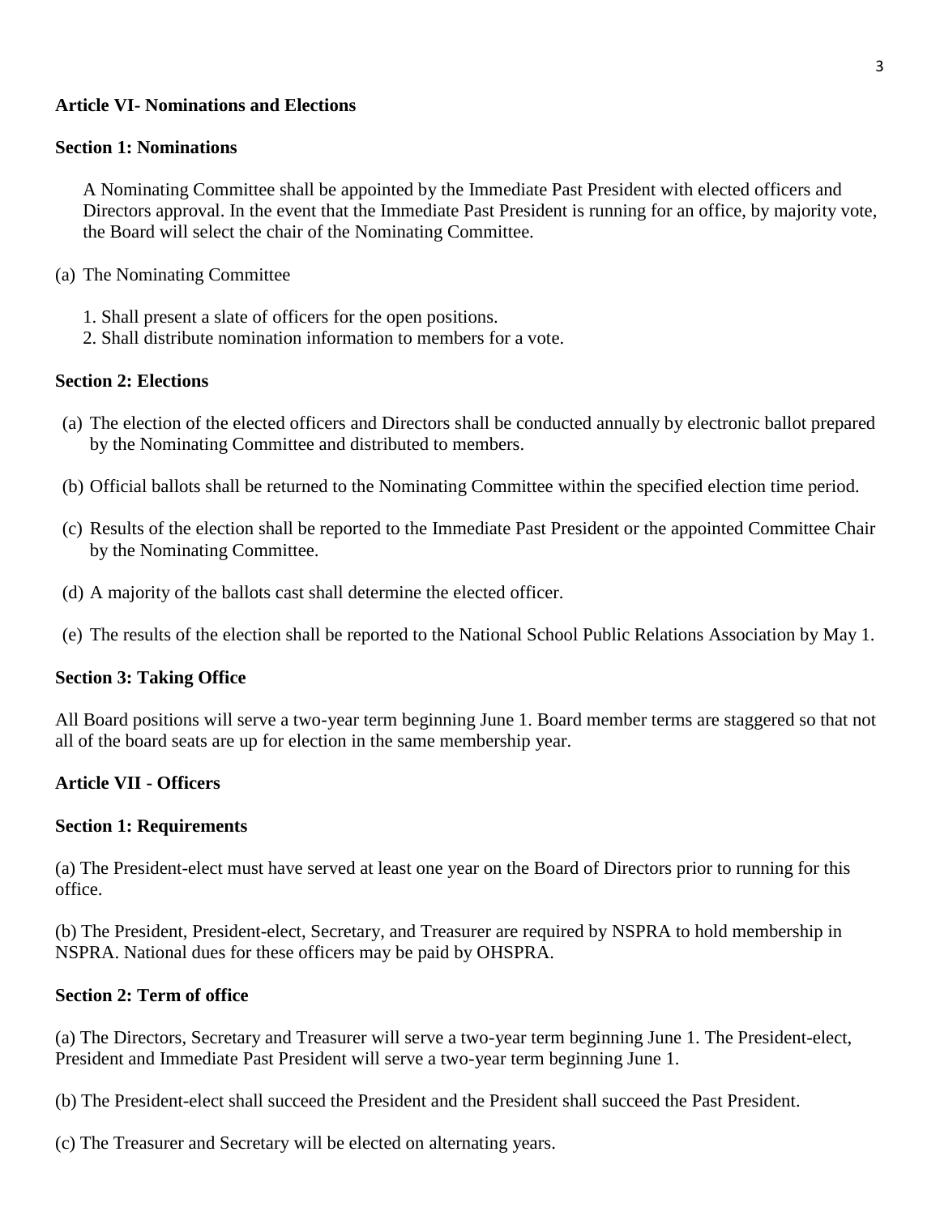**Article VI- Nominations and Elections**

**Section 1: Nominations**

A Nominating Committee shall be appointed by the Immediate Past President with elected officers and Directors approval. In the event that the Immediate Past President is running for an office, by majority vote, the Board will select the chair of the Nominating Committee.

(a) The Nominating Committee

1. Shall present a slate of officers for the open positions.
2. Shall distribute nomination information to members for a vote.

**Section 2: Elections**

(a) The election of the elected officers and Directors shall be conducted annually by electronic ballot prepared by the Nominating Committee and distributed to members.

(b) Official ballots shall be returned to the Nominating Committee within the specified election time period.

(c) Results of the election shall be reported to the Immediate Past President or the appointed Committee Chair by the Nominating Committee.

(d) A majority of the ballots cast shall determine the elected officer.

(e) The results of the election shall be reported to the National School Public Relations Association by May 1.

**Section 3: Taking Office**

All Board positions will serve a two-year term beginning June 1. Board member terms are staggered so that not all of the board seats are up for election in the same membership year.

**Article VII - Officers**

**Section 1: Requirements**

(a) The President-elect must have served at least one year on the Board of Directors prior to running for this office.

(b) The President, President-elect, Secretary, and Treasurer are required by NSPRA to hold membership in NSPRA. National dues for these officers may be paid by OHSPRA.

**Section 2: Term of office**

(a) The Directors, Secretary and Treasurer will serve a two-year term beginning June 1. The President-elect, President and Immediate Past President will serve a two-year term beginning June 1.

(b) The President-elect shall succeed the President and the President shall succeed the Past President.

(c) The Treasurer and Secretary will be elected on alternating years.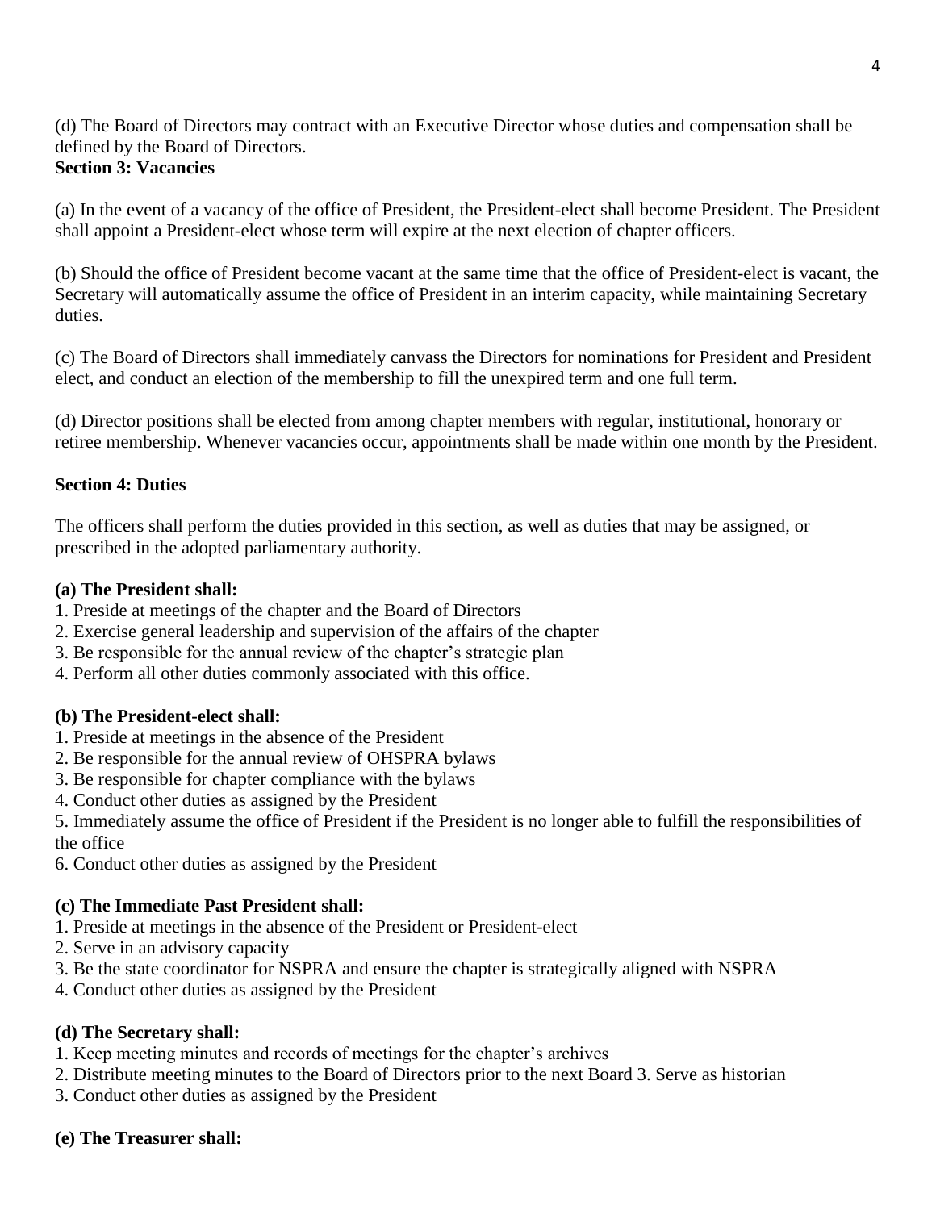(d) The Board of Directors may contract with an Executive Director whose duties and compensation shall be defined by the Board of Directors.

**Section 3: Vacancies**

(a) In the event of a vacancy of the office of President, the President-elect shall become President. The President shall appoint a President-elect whose term will expire at the next election of chapter officers.

(b) Should the office of President become vacant at the same time that the office of President-elect is vacant, the Secretary will automatically assume the office of President in an interim capacity, while maintaining Secretary duties.

(c) The Board of Directors shall immediately canvass the Directors for nominations for President and President elect, and conduct an election of the membership to fill the unexpired term and one full term.

(d) Director positions shall be elected from among chapter members with regular, institutional, honorary or retiree membership. Whenever vacancies occur, appointments shall be made within one month by the President.

**Section 4: Duties**

The officers shall perform the duties provided in this section, as well as duties that may be assigned, or prescribed in the adopted parliamentary authority.

**(a) The President shall:**

1. Preside at meetings of the chapter and the Board of Directors
2. Exercise general leadership and supervision of the affairs of the chapter
3. Be responsible for the annual review of the chapter's strategic plan
4. Perform all other duties commonly associated with this office.

**(b) The President-elect shall:**

1. Preside at meetings in the absence of the President
2. Be responsible for the annual review of OHSPRA bylaws
3. Be responsible for chapter compliance with the bylaws
4. Conduct other duties as assigned by the President
5. Immediately assume the office of President if the President is no longer able to fulfill the responsibilities of the office
6. Conduct other duties as assigned by the President

**(c) The Immediate Past President shall:**

1. Preside at meetings in the absence of the President or President-elect
2. Serve in an advisory capacity
3. Be the state coordinator for NSPRA and ensure the chapter is strategically aligned with NSPRA
4. Conduct other duties as assigned by the President

**(d) The Secretary shall:**

1. Keep meeting minutes and records of meetings for the chapter's archives
2. Distribute meeting minutes to the Board of Directors prior to the next Board 3. Serve as historian
3. Conduct other duties as assigned by the President

**(e) The Treasurer shall:**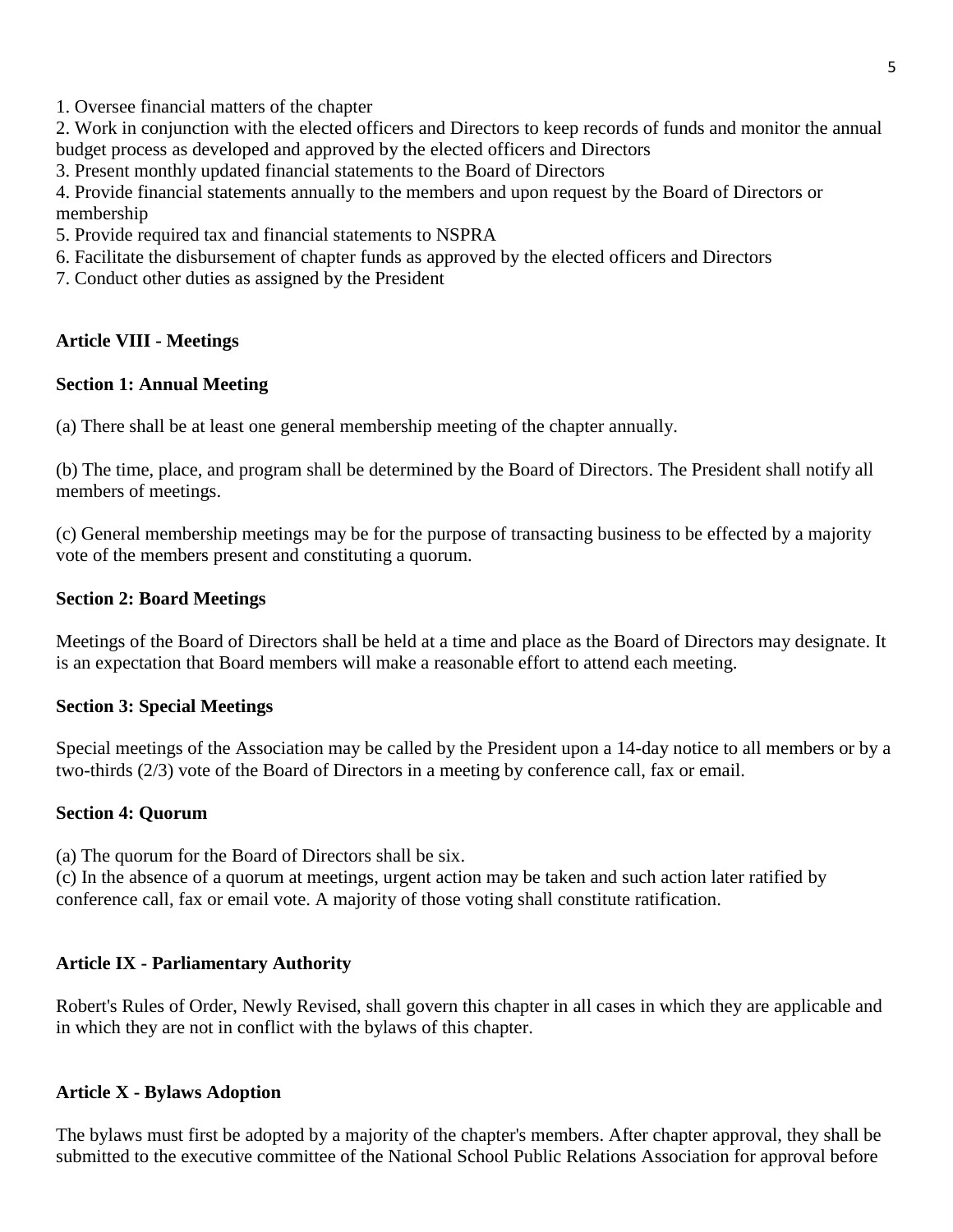1. Oversee financial matters of the chapter
2. Work in conjunction with the elected officers and Directors to keep records of funds and monitor the annual budget process as developed and approved by the elected officers and Directors
3. Present monthly updated financial statements to the Board of Directors
4. Provide financial statements annually to the members and upon request by the Board of Directors or membership
5. Provide required tax and financial statements to NSPRA
6. Facilitate the disbursement of chapter funds as approved by the elected officers and Directors
7. Conduct other duties as assigned by the President

**Article VIII - Meetings**

**Section 1: Annual Meeting**

(a) There shall be at least one general membership meeting of the chapter annually.

(b) The time, place, and program shall be determined by the Board of Directors. The President shall notify all members of meetings.

(c) General membership meetings may be for the purpose of transacting business to be effected by a majority vote of the members present and constituting a quorum.

**Section 2: Board Meetings**

Meetings of the Board of Directors shall be held at a time and place as the Board of Directors may designate. It is an expectation that Board members will make a reasonable effort to attend each meeting.

**Section 3: Special Meetings**

Special meetings of the Association may be called by the President upon a 14-day notice to all members or by a two-thirds (2/3) vote of the Board of Directors in a meeting by conference call, fax or email.

**Section 4: Quorum**

(a) The quorum for the Board of Directors shall be six.
(c) In the absence of a quorum at meetings, urgent action may be taken and such action later ratified by conference call, fax or email vote. A majority of those voting shall constitute ratification.

**Article IX - Parliamentary Authority**

Robert's Rules of Order, Newly Revised, shall govern this chapter in all cases in which they are applicable and in which they are not in conflict with the bylaws of this chapter.

**Article X - Bylaws Adoption**

The bylaws must first be adopted by a majority of the chapter's members. After chapter approval, they shall be submitted to the executive committee of the National School Public Relations Association for approval before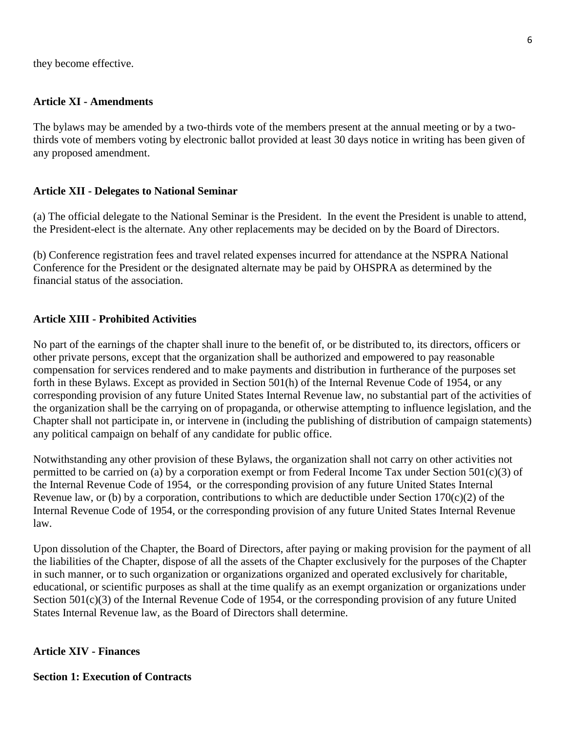they become effective.

**Article XI - Amendments**

The bylaws may be amended by a two-thirds vote of the members present at the annual meeting or by a two-thirds vote of members voting by electronic ballot provided at least 30 days notice in writing has been given of any proposed amendment.

**Article XII - Delegates to National Seminar**

(a) The official delegate to the National Seminar is the President. In the event the President is unable to attend, the President-elect is the alternate. Any other replacements may be decided on by the Board of Directors.

(b) Conference registration fees and travel related expenses incurred for attendance at the NSPRA National Conference for the President or the designated alternate may be paid by OHSPRA as determined by the financial status of the association.

**Article XIII - Prohibited Activities**

No part of the earnings of the chapter shall inure to the benefit of, or be distributed to, its directors, officers or other private persons, except that the organization shall be authorized and empowered to pay reasonable compensation for services rendered and to make payments and distribution in furtherance of the purposes set forth in these Bylaws. Except as provided in Section 501(h) of the Internal Revenue Code of 1954, or any corresponding provision of any future United States Internal Revenue law, no substantial part of the activities of the organization shall be the carrying on of propaganda, or otherwise attempting to influence legislation, and the Chapter shall not participate in, or intervene in (including the publishing of distribution of campaign statements) any political campaign on behalf of any candidate for public office.

Notwithstanding any other provision of these Bylaws, the organization shall not carry on other activities not permitted to be carried on (a) by a corporation exempt or from Federal Income Tax under Section 501(c)(3) of the Internal Revenue Code of 1954, or the corresponding provision of any future United States Internal Revenue law, or (b) by a corporation, contributions to which are deductible under Section 170(c)(2) of the Internal Revenue Code of 1954, or the corresponding provision of any future United States Internal Revenue law.

Upon dissolution of the Chapter, the Board of Directors, after paying or making provision for the payment of all the liabilities of the Chapter, dispose of all the assets of the Chapter exclusively for the purposes of the Chapter in such manner, or to such organization or organizations organized and operated exclusively for charitable, educational, or scientific purposes as shall at the time qualify as an exempt organization or organizations under Section 501(c)(3) of the Internal Revenue Code of 1954, or the corresponding provision of any future United States Internal Revenue law, as the Board of Directors shall determine.

**Article XIV - Finances**

**Section 1: Execution of Contracts**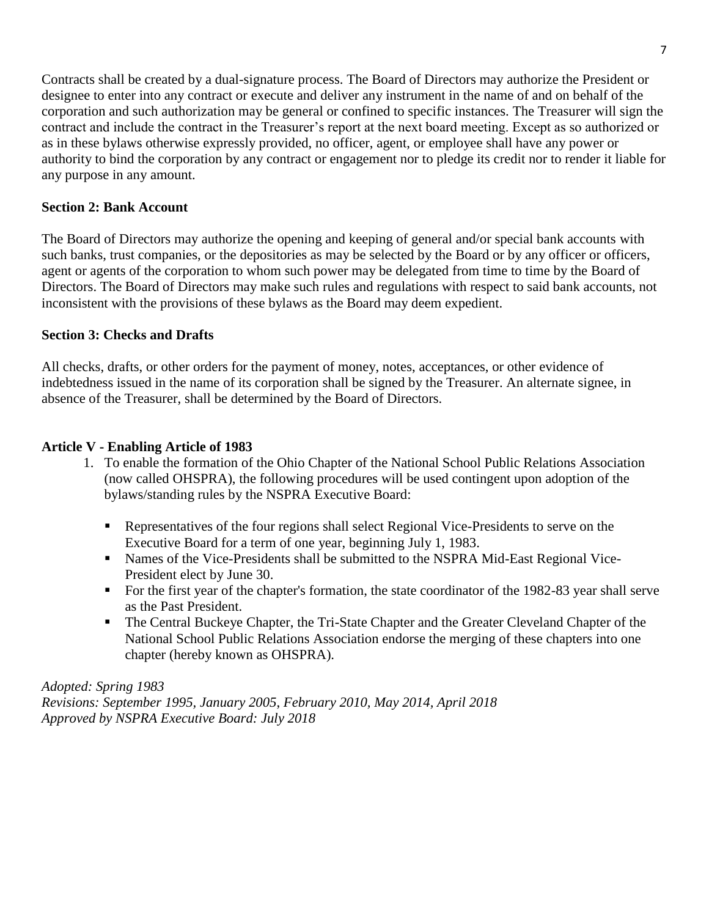Contracts shall be created by a dual-signature process. The Board of Directors may authorize the President or designee to enter into any contract or execute and deliver any instrument in the name of and on behalf of the corporation and such authorization may be general or confined to specific instances. The Treasurer will sign the contract and include the contract in the Treasurer's report at the next board meeting. Except as so authorized or as in these bylaws otherwise expressly provided, no officer, agent, or employee shall have any power or authority to bind the corporation by any contract or engagement nor to pledge its credit nor to render it liable for any purpose in any amount.

**Section 2: Bank Account**

The Board of Directors may authorize the opening and keeping of general and/or special bank accounts with such banks, trust companies, or the depositories as may be selected by the Board or by any officer or officers, agent or agents of the corporation to whom such power may be delegated from time to time by the Board of Directors. The Board of Directors may make such rules and regulations with respect to said bank accounts, not inconsistent with the provisions of these bylaws as the Board may deem expedient.

**Section 3: Checks and Drafts**

All checks, drafts, or other orders for the payment of money, notes, acceptances, or other evidence of indebtedness issued in the name of its corporation shall be signed by the Treasurer. An alternate signee, in absence of the Treasurer, shall be determined by the Board of Directors.

**Article V - Enabling Article of 1983**

1. To enable the formation of the Ohio Chapter of the National School Public Relations Association (now called OHSPRA), the following procedures will be used contingent upon adoption of the bylaws/standing rules by the NSPRA Executive Board:

   - Representatives of the four regions shall select Regional Vice-Presidents to serve on the Executive Board for a term of one year, beginning July 1, 1983.
   - Names of the Vice-Presidents shall be submitted to the NSPRA Mid-East Regional Vice-President elect by June 30.
   - For the first year of the chapter's formation, the state coordinator of the 1982-83 year shall serve as the Past President.
   - The Central Buckeye Chapter, the Tri-State Chapter and the Greater Cleveland Chapter of the National School Public Relations Association endorse the merging of these chapters into one chapter (hereby known as OHSPRA).

*Adopted: Spring 1983*
*Revisions: September 1995, January 2005, February 2010, May 2014, April 2018*
*Approved by NSPRA Executive Board: July 2018*